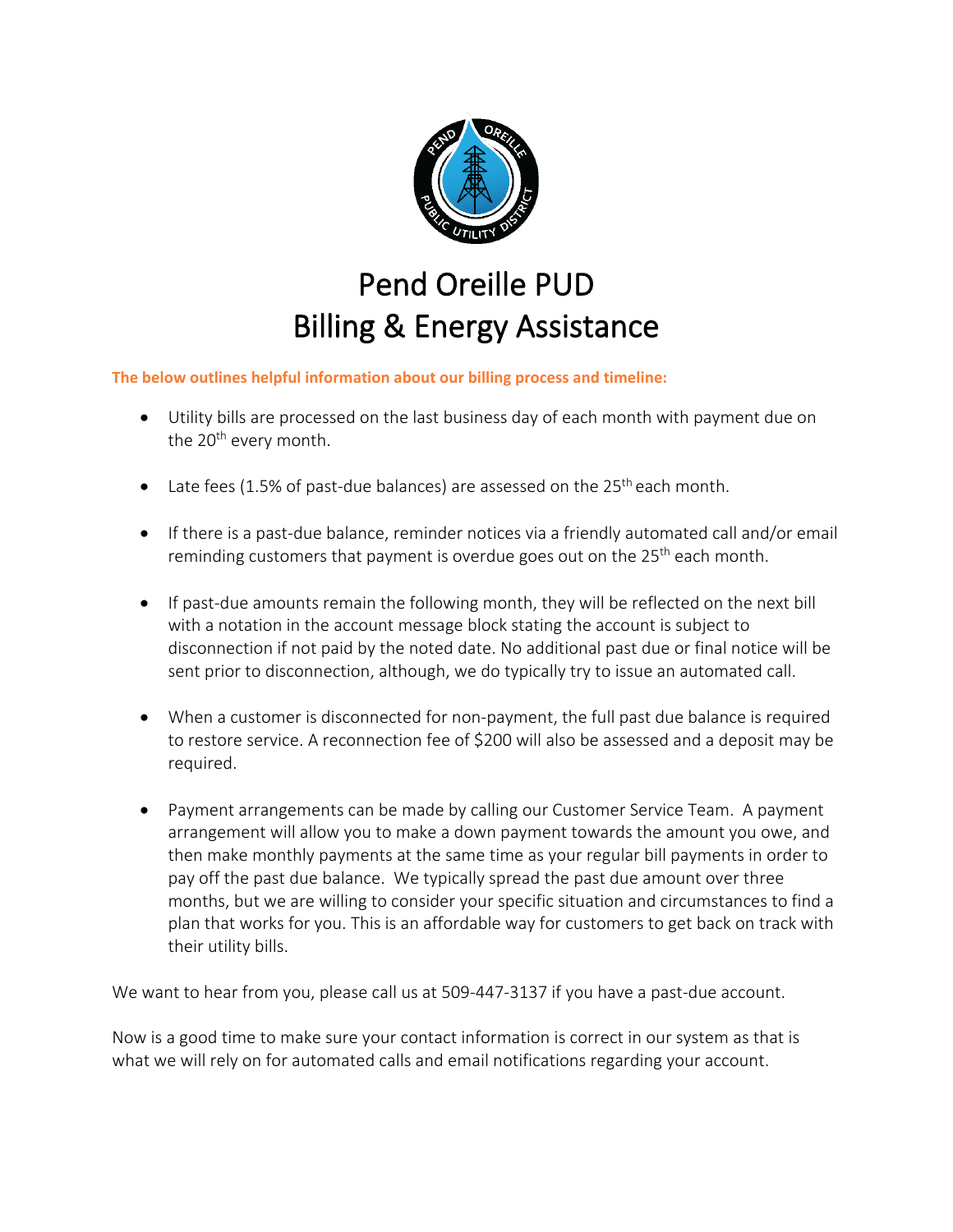# Pend Oreille PUD
# Billing & Energy Assistance

**The below outlines helpful information about our billing process and timeline:**

- Utility bills are processed on the last business day of each month with payment due on the 20th every month.
- Late fees (1.5% of past-due balances) are assessed on the 25th each month.
- If there is a past-due balance, reminder notices via a friendly automated call and/or email reminding customers that payment is overdue goes out on the 25th each month.
- If past-due amounts remain the following month, they will be reflected on the next bill with a notation in the account message block stating the account is subject to disconnection if not paid by the noted date. No additional past due or final notice will be sent prior to disconnection, although, we do typically try to issue an automated call.
- When a customer is disconnected for non-payment, the full past due balance is required to restore service. A reconnection fee of $200 will also be assessed and a deposit may be required.
- Payment arrangements can be made by calling our Customer Service Team. A payment arrangement will allow you to make a down payment towards the amount you owe, and then make monthly payments at the same time as your regular bill payments in order to pay off the past due balance. We typically spread the past due amount over three months, but we are willing to consider your specific situation and circumstances to find a plan that works for you. This is an affordable way for customers to get back on track with their utility bills.

We want to hear from you, please call us at 509-447-3137 if you have a past-due account.

Now is a good time to make sure your contact information is correct in our system as that is what we will rely on for automated calls and email notifications regarding your account.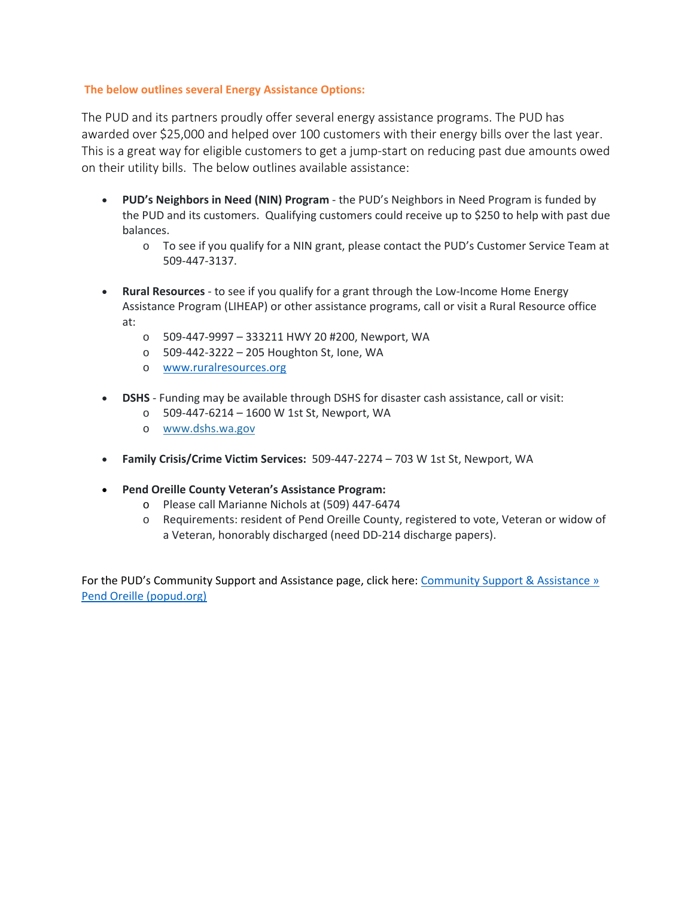**The below outlines several Energy Assistance Options:**

The PUD and its partners proudly offer several energy assistance programs. The PUD has awarded over $25,000 and helped over 100 customers with their energy bills over the last year. This is a great way for eligible customers to get a jump-start on reducing past due amounts owed on their utility bills. The below outlines available assistance:

- **PUD's Neighbors in Need (NIN) Program** - the PUD's Neighbors in Need Program is funded by the PUD and its customers. Qualifying customers could receive up to $250 to help with past due balances.
  - To see if you qualify for a NIN grant, please contact the PUD's Customer Service Team at 509-447-3137.

- **Rural Resources** - to see if you qualify for a grant through the Low-Income Home Energy Assistance Program (LIHEAP) or other assistance programs, call or visit a Rural Resource office at:
  - 509-447-9997 – 333211 HWY 20 #200, Newport, WA
  - 509-442-3222 – 205 Houghton St, Ione, WA
  - [www.ruralresources.org](http://www.ruralresources.org)

- **DSHS** - Funding may be available through DSHS for disaster cash assistance, call or visit:
  - 509-447-6214 – 1600 W 1st St, Newport, WA
  - [www.dshs.wa.gov](http://www.dshs.wa.gov)

- **Family Crisis/Crime Victim Services:** 509-447-2274 – 703 W 1st St, Newport, WA

- **Pend Oreille County Veteran's Assistance Program:**
  - Please call Marianne Nichols at (509) 447-6474
  - Requirements: resident of Pend Oreille County, registered to vote, Veteran or widow of a Veteran, honorably discharged (need DD-214 discharge papers).

For the PUD's Community Support and Assistance page, click here: [Community Support & Assistance » Pend Oreille (popud.org)](http://popud.org)